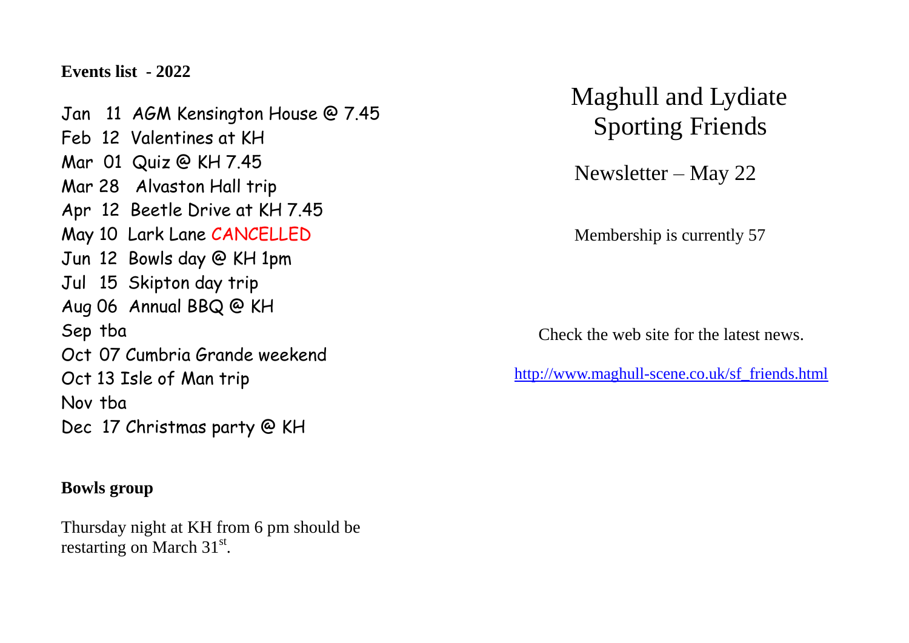**Events list - 2022**

Jan 11 AGM Kensington House @ 7.45
Feb 12 Valentines at KH
Mar 01 Quiz @ KH 7.45
Mar 28 Alvaston Hall trip
Apr 12 Beetle Drive at KH 7.45
May 10 Lark Lane CANCELLED
Jun 12 Bowls day @ KH 1pm
Jul 15 Skipton day trip
Aug 06 Annual BBQ @ KH
Sep tba
Oct 07 Cumbria Grande weekend
Oct 13 Isle of Man trip
Nov tba
Dec 17 Christmas party @ KH

**Bowls group**

Thursday night at KH from 6 pm should be restarting on March 31st.

# Maghull and Lydiate Sporting Friends

Newsletter – May 22

Membership is currently 57

Check the web site for the latest news.

http://www.maghull-scene.co.uk/sf_friends.html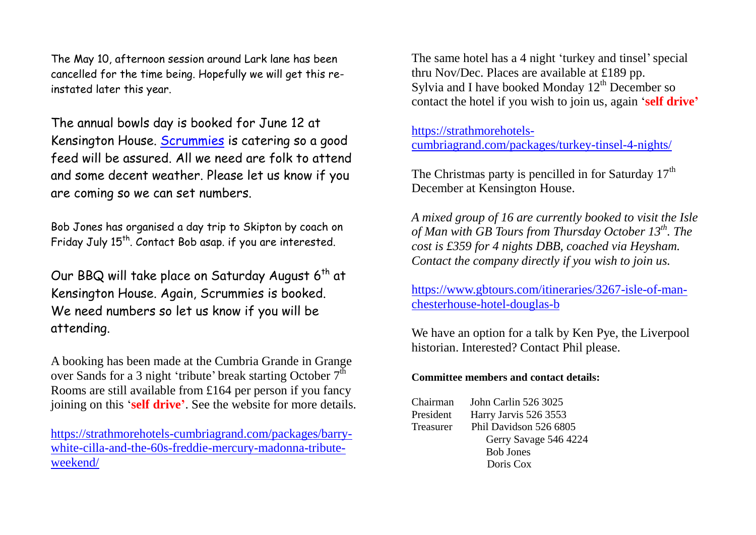The May 10, afternoon session around Lark lane has been cancelled for the time being. Hopefully we will get this re-instated later this year.

The annual bowls day is booked for June 12 at Kensington House. Scrummies is catering so a good feed will be assured. All we need are folk to attend and some decent weather. Please let us know if you are coming so we can set numbers.

Bob Jones has organised a day trip to Skipton by coach on Friday July 15th. Contact Bob asap. if you are interested.

Our BBQ will take place on Saturday August 6th at Kensington House. Again, Scrummies is booked. We need numbers so let us know if you will be attending.

A booking has been made at the Cumbria Grande in Grange over Sands for a 3 night 'tribute' break starting October 7th Rooms are still available from £164 per person if you fancy joining on this '**self drive**'. See the website for more details.

https://strathmorehotels-cumbriagrand.com/packages/barry-white-cilla-and-the-60s-freddie-mercury-madonna-tribute-weekend/

The same hotel has a 4 night 'turkey and tinsel' special thru Nov/Dec. Places are available at £189 pp. Sylvia and I have booked Monday 12th December so contact the hotel if you wish to join us, again '**self drive'**

https://strathmorehotels-cumbriagrand.com/packages/turkey-tinsel-4-nights/

The Christmas party is pencilled in for Saturday 17th December at Kensington House.

*A mixed group of 16 are currently booked to visit the Isle of Man with GB Tours from Thursday October 13th. The cost is £359 for 4 nights DBB, coached via Heysham. Contact the company directly if you wish to join us.*

https://www.gbtours.com/itineraries/3267-isle-of-man-chesterhouse-hotel-douglas-b

We have an option for a talk by Ken Pye, the Liverpool historian. Interested? Contact Phil please.

**Committee members and contact details:**

| | |
|---|---|
| Chairman | John Carlin 526 3025 |
| President | Harry Jarvis 526 3553 |
| Treasurer | Phil Davidson 526 6805 |
| | Gerry Savage 546 4224 |
| | Bob Jones |
| | Doris Cox |